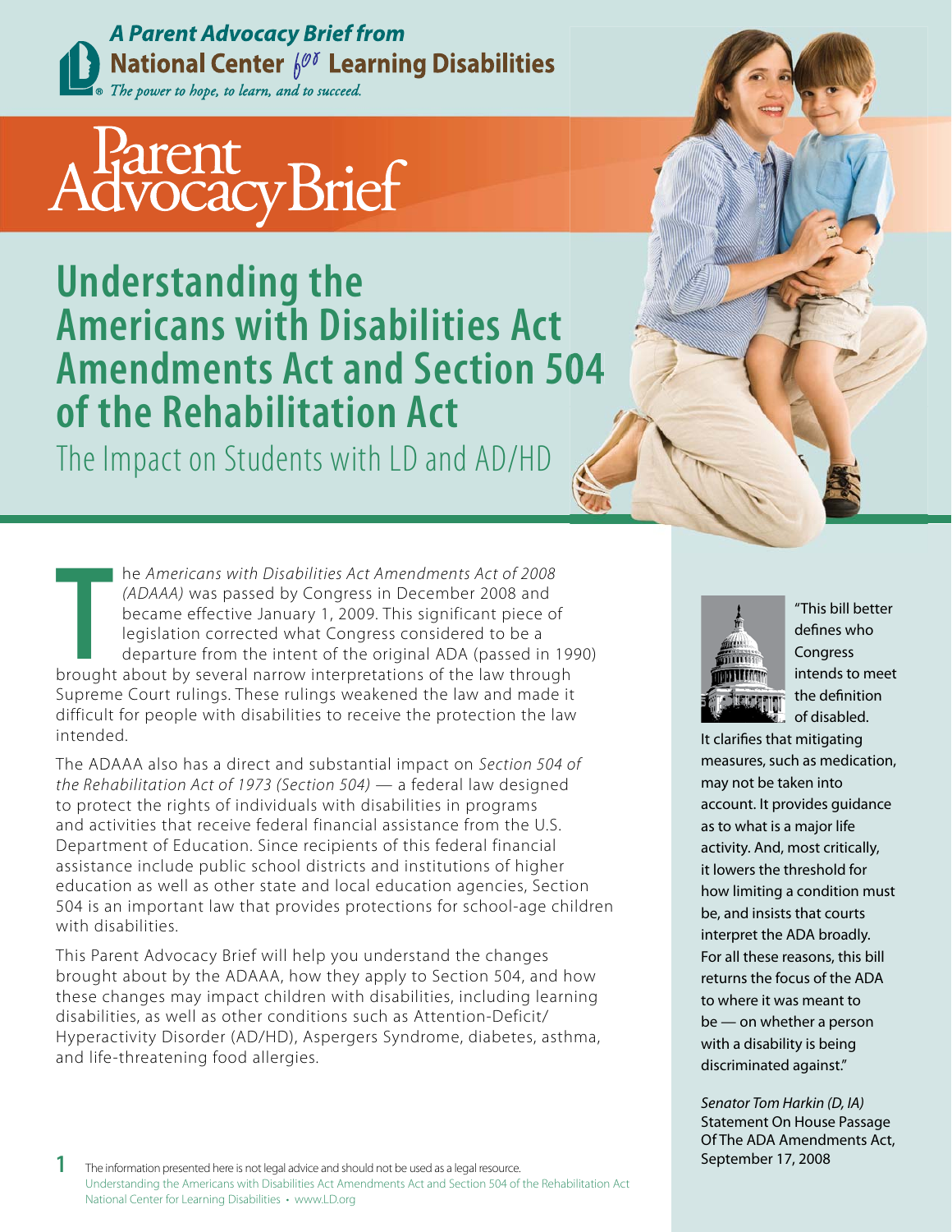A Parent Advocacy Brief from **National Center for Learning Disabilities**

*The power to hope, to learn, and to succeed.*

# Parent Advocacy Brief

## Understanding the Americans with Disabilities Act Amendments Act and Section 504 of the Rehabilitation Act

### The Impact on Students with LD and AD/HD

The *Americans with Disabilities Act Amendments Act of 2008 (ADAAA)* was passed by Congress in December 2008 and became effective January 1, 2009. This significant piece of legislation corrected what Congress considered to be a departure from the intent of the original ADA (passed in 1990) brought about by several narrow interpretations of the law through Supreme Court rulings. These rulings weakened the law and made it difficult for people with disabilities to receive the protection the law intended.

The ADAAA also has a direct and substantial impact on *Section 504 of the Rehabilitation Act of 1973 (Section 504)* — a federal law designed to protect the rights of individuals with disabilities in programs and activities that receive federal financial assistance from the U.S. Department of Education. Since recipients of this federal financial assistance include public school districts and institutions of higher education as well as other state and local education agencies, Section 504 is an important law that provides protections for school-age children with disabilities.

This Parent Advocacy Brief will help you understand the changes brought about by the ADAAA, how they apply to Section 504, and how these changes may impact children with disabilities, including learning disabilities, as well as other conditions such as Attention-Deficit/Hyperactivity Disorder (AD/HD), Aspergers Syndrome, diabetes, asthma, and life-threatening food allergies.

"This bill better defines who Congress intends to meet the definition of disabled. It clarifies that mitigating measures, such as medication, may not be taken into account. It provides guidance as to what is a major life activity. And, most critically, it lowers the threshold for how limiting a condition must be, and insists that courts interpret the ADA broadly. For all these reasons, this bill returns the focus of the ADA to where it was meant to be — on whether a person with a disability is being discriminated against."

*Senator Tom Harkin (D, IA)*
Statement On House Passage Of The ADA Amendments Act, September 17, 2008

The information presented here is not legal advice and should not be used as a legal resource.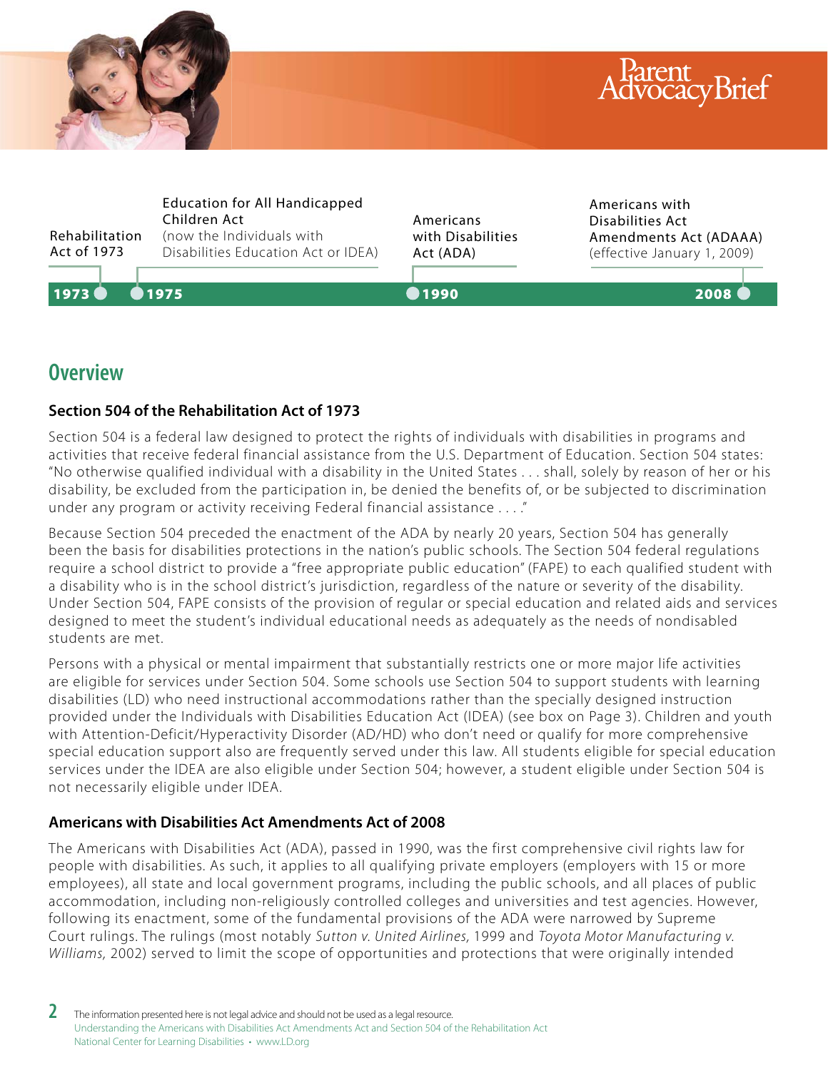Parent Advocacy Brief

| 1973 | 1975 | 1990 | 2008 |
|---|---|---|---|
| Rehabilitation Act of 1973 | Education for All Handicapped Children Act (now the Individuals with Disabilities Education Act or IDEA) | Americans with Disabilities Act (ADA) | Americans with Disabilities Act Amendments Act (ADAAA) (effective January 1, 2009) |

## Overview

### Section 504 of the Rehabilitation Act of 1973

Section 504 is a federal law designed to protect the rights of individuals with disabilities in programs and activities that receive federal financial assistance from the U.S. Department of Education. Section 504 states: "No otherwise qualified individual with a disability in the United States . . . shall, solely by reason of her or his disability, be excluded from the participation in, be denied the benefits of, or be subjected to discrimination under any program or activity receiving Federal financial assistance . . . ."

Because Section 504 preceded the enactment of the ADA by nearly 20 years, Section 504 has generally been the basis for disabilities protections in the nation's public schools. The Section 504 federal regulations require a school district to provide a "free appropriate public education" (FAPE) to each qualified student with a disability who is in the school district's jurisdiction, regardless of the nature or severity of the disability. Under Section 504, FAPE consists of the provision of regular or special education and related aids and services designed to meet the student's individual educational needs as adequately as the needs of nondisabled students are met.

Persons with a physical or mental impairment that substantially restricts one or more major life activities are eligible for services under Section 504. Some schools use Section 504 to support students with learning disabilities (LD) who need instructional accommodations rather than the specially designed instruction provided under the Individuals with Disabilities Education Act (IDEA) (see box on Page 3). Children and youth with Attention-Deficit/Hyperactivity Disorder (AD/HD) who don't need or qualify for more comprehensive special education support also are frequently served under this law. All students eligible for special education services under the IDEA are also eligible under Section 504; however, a student eligible under Section 504 is not necessarily eligible under IDEA.

### Americans with Disabilities Act Amendments Act of 2008

The Americans with Disabilities Act (ADA), passed in 1990, was the first comprehensive civil rights law for people with disabilities. As such, it applies to all qualifying private employers (employers with 15 or more employees), all state and local government programs, including the public schools, and all places of public accommodation, including non-religiously controlled colleges and universities and test agencies. However, following its enactment, some of the fundamental provisions of the ADA were narrowed by Supreme Court rulings. The rulings (most notably *Sutton v. United Airlines,* 1999 and *Toyota Motor Manufacturing v. Williams,* 2002) served to limit the scope of opportunities and protections that were originally intended

The information presented here is not legal advice and should not be used as a legal resource.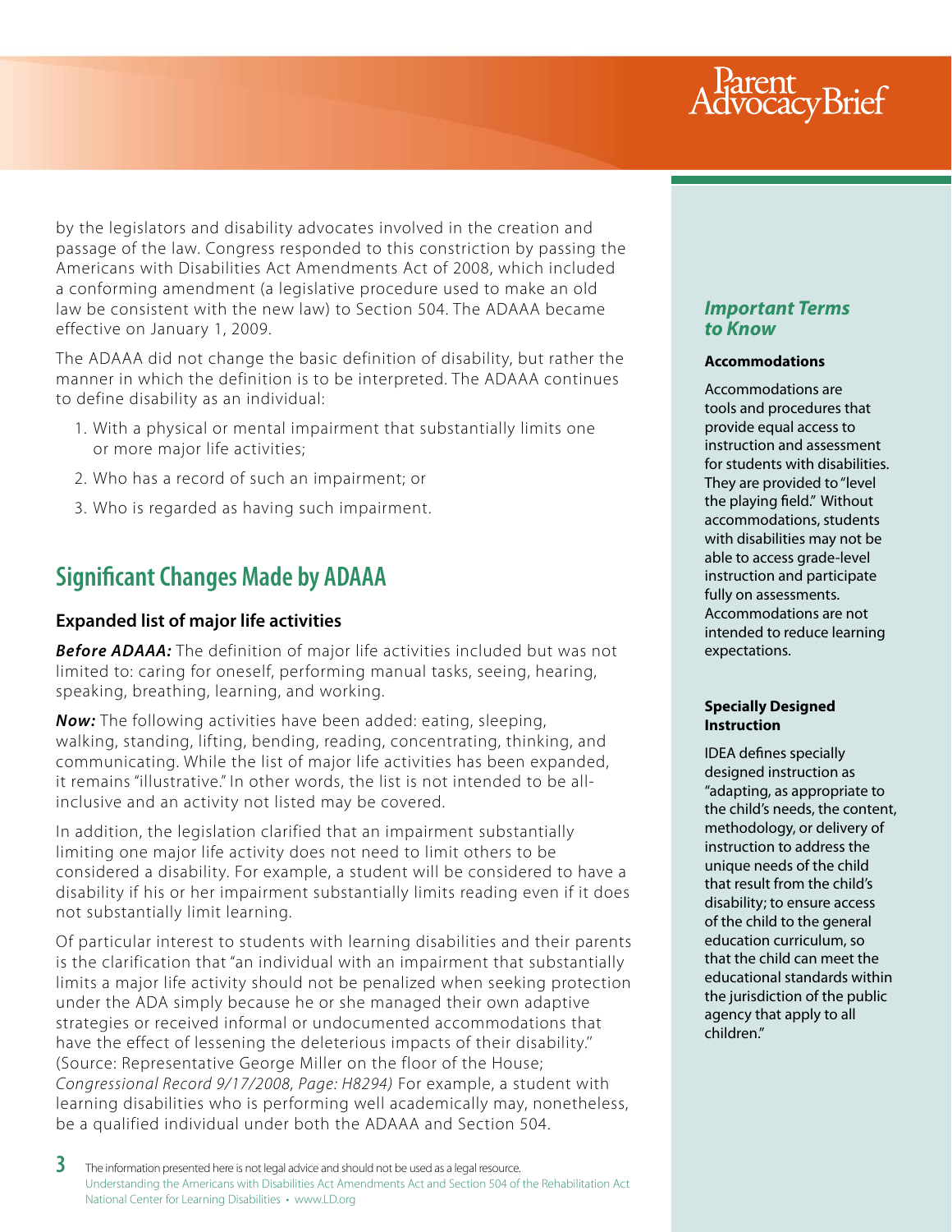by the legislators and disability advocates involved in the creation and passage of the law. Congress responded to this constriction by passing the Americans with Disabilities Act Amendments Act of 2008, which included a conforming amendment (a legislative procedure used to make an old law be consistent with the new law) to Section 504. The ADAAA became effective on January 1, 2009.

The ADAAA did not change the basic definition of disability, but rather the manner in which the definition is to be interpreted. The ADAAA continues to define disability as an individual:

1. With a physical or mental impairment that substantially limits one or more major life activities;
2. Who has a record of such an impairment; or
3. Who is regarded as having such impairment.

## Significant Changes Made by ADAAA

### Expanded list of major life activities

***Before ADAAA:*** The definition of major life activities included but was not limited to: caring for oneself, performing manual tasks, seeing, hearing, speaking, breathing, learning, and working.

***Now:*** The following activities have been added: eating, sleeping, walking, standing, lifting, bending, reading, concentrating, thinking, and communicating. While the list of major life activities has been expanded, it remains "illustrative." In other words, the list is not intended to be all-inclusive and an activity not listed may be covered.

In addition, the legislation clarified that an impairment substantially limiting one major life activity does not need to limit others to be considered a disability. For example, a student will be considered to have a disability if his or her impairment substantially limits reading even if it does not substantially limit learning.

Of particular interest to students with learning disabilities and their parents is the clarification that "an individual with an impairment that substantially limits a major life activity should not be penalized when seeking protection under the ADA simply because he or she managed their own adaptive strategies or received informal or undocumented accommodations that have the effect of lessening the deleterious impacts of their disability." (Source: Representative George Miller on the floor of the House; *Congressional Record 9/17/2008, Page: H8294)* For example, a student with learning disabilities who is performing well academically may, nonetheless, be a qualified individual under both the ADAAA and Section 504.

### *Important Terms to Know*

**Accommodations**

Accommodations are tools and procedures that provide equal access to instruction and assessment for students with disabilities. They are provided to "level the playing field." Without accommodations, students with disabilities may not be able to access grade-level instruction and participate fully on assessments. Accommodations are not intended to reduce learning expectations.

**Specially Designed Instruction**

IDEA defines specially designed instruction as "adapting, as appropriate to the child's needs, the content, methodology, or delivery of instruction to address the unique needs of the child that result from the child's disability; to ensure access of the child to the general education curriculum, so that the child can meet the educational standards within the jurisdiction of the public agency that apply to all children."

The information presented here is not legal advice and should not be used as a legal resource.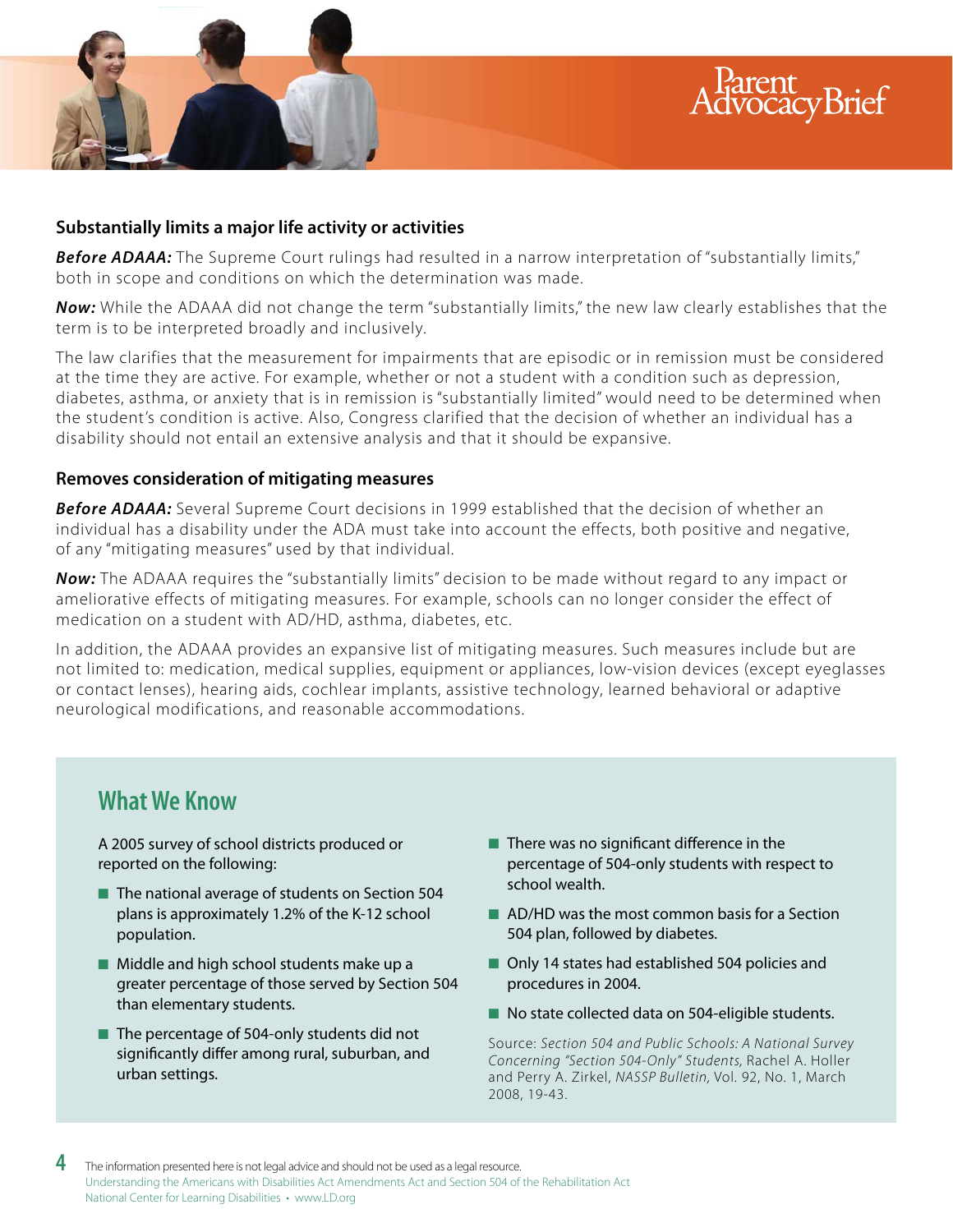### Substantially limits a major life activity or activities

***Before ADAAA:*** The Supreme Court rulings had resulted in a narrow interpretation of "substantially limits," both in scope and conditions on which the determination was made.

***Now:*** While the ADAAA did not change the term "substantially limits," the new law clearly establishes that the term is to be interpreted broadly and inclusively.

The law clarifies that the measurement for impairments that are episodic or in remission must be considered at the time they are active. For example, whether or not a student with a condition such as depression, diabetes, asthma, or anxiety that is in remission is "substantially limited" would need to be determined when the student's condition is active. Also, Congress clarified that the decision of whether an individual has a disability should not entail an extensive analysis and that it should be expansive.

### Removes consideration of mitigating measures

***Before ADAAA:*** Several Supreme Court decisions in 1999 established that the decision of whether an individual has a disability under the ADA must take into account the effects, both positive and negative, of any "mitigating measures" used by that individual.

***Now:*** The ADAAA requires the "substantially limits" decision to be made without regard to any impact or ameliorative effects of mitigating measures. For example, schools can no longer consider the effect of medication on a student with AD/HD, asthma, diabetes, etc.

In addition, the ADAAA provides an expansive list of mitigating measures. Such measures include but are not limited to: medication, medical supplies, equipment or appliances, low-vision devices (except eyeglasses or contact lenses), hearing aids, cochlear implants, assistive technology, learned behavioral or adaptive neurological modifications, and reasonable accommodations.

## What We Know

A 2005 survey of school districts produced or reported on the following:

- The national average of students on Section 504 plans is approximately 1.2% of the K-12 school population.
- Middle and high school students make up a greater percentage of those served by Section 504 than elementary students.
- The percentage of 504-only students did not significantly differ among rural, suburban, and urban settings.
- There was no significant difference in the percentage of 504-only students with respect to school wealth.
- AD/HD was the most common basis for a Section 504 plan, followed by diabetes.
- Only 14 states had established 504 policies and procedures in 2004.
- No state collected data on 504-eligible students.

Source: *Section 504 and Public Schools: A National Survey Concerning "Section 504-Only" Students,* Rachel A. Holler and Perry A. Zirkel, *NASSP Bulletin,* Vol. 92, No. 1, March 2008, 19-43.

The information presented here is not legal advice and should not be used as a legal resource.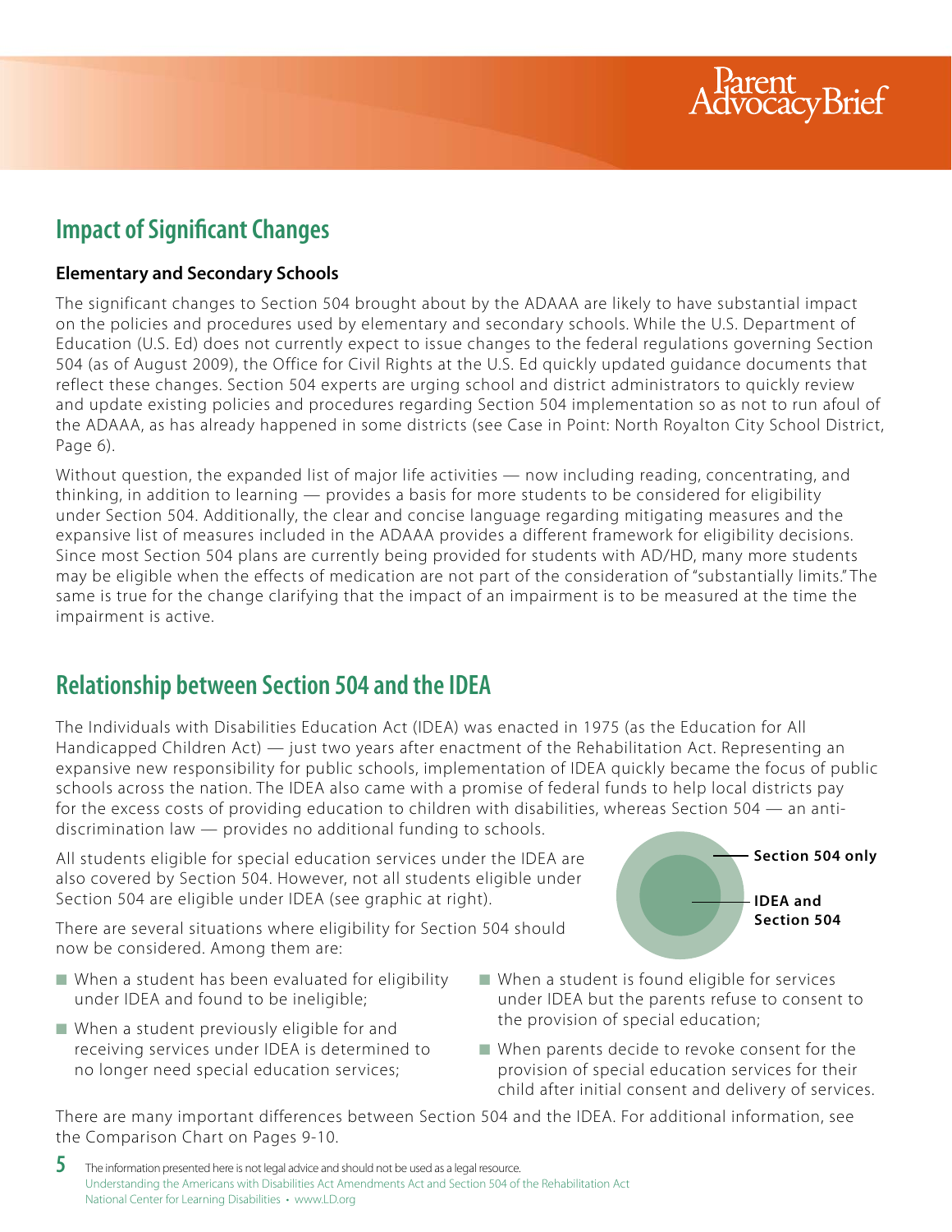## Impact of Significant Changes

### Elementary and Secondary Schools

The significant changes to Section 504 brought about by the ADAAA are likely to have substantial impact on the policies and procedures used by elementary and secondary schools. While the U.S. Department of Education (U.S. Ed) does not currently expect to issue changes to the federal regulations governing Section 504 (as of August 2009), the Office for Civil Rights at the U.S. Ed quickly updated guidance documents that reflect these changes. Section 504 experts are urging school and district administrators to quickly review and update existing policies and procedures regarding Section 504 implementation so as not to run afoul of the ADAAA, as has already happened in some districts (see Case in Point: North Royalton City School District, Page 6).

Without question, the expanded list of major life activities — now including reading, concentrating, and thinking, in addition to learning — provides a basis for more students to be considered for eligibility under Section 504. Additionally, the clear and concise language regarding mitigating measures and the expansive list of measures included in the ADAAA provides a different framework for eligibility decisions. Since most Section 504 plans are currently being provided for students with AD/HD, many more students may be eligible when the effects of medication are not part of the consideration of "substantially limits." The same is true for the change clarifying that the impact of an impairment is to be measured at the time the impairment is active.

## Relationship between Section 504 and the IDEA

The Individuals with Disabilities Education Act (IDEA) was enacted in 1975 (as the Education for All Handicapped Children Act) — just two years after enactment of the Rehabilitation Act. Representing an expansive new responsibility for public schools, implementation of IDEA quickly became the focus of public schools across the nation. The IDEA also came with a promise of federal funds to help local districts pay for the excess costs of providing education to children with disabilities, whereas Section 504 — an anti-discrimination law — provides no additional funding to schools.

All students eligible for special education services under the IDEA are also covered by Section 504. However, not all students eligible under Section 504 are eligible under IDEA (see graphic at right).

**Section 504 only**

**IDEA and Section 504**

There are several situations where eligibility for Section 504 should now be considered. Among them are:

- When a student has been evaluated for eligibility under IDEA and found to be ineligible;
- When a student previously eligible for and receiving services under IDEA is determined to no longer need special education services;
- When a student is found eligible for services under IDEA but the parents refuse to consent to the provision of special education;
- When parents decide to revoke consent for the provision of special education services for their child after initial consent and delivery of services.

There are many important differences between Section 504 and the IDEA. For additional information, see the Comparison Chart on Pages 9-10.

The information presented here is not legal advice and should not be used as a legal resource.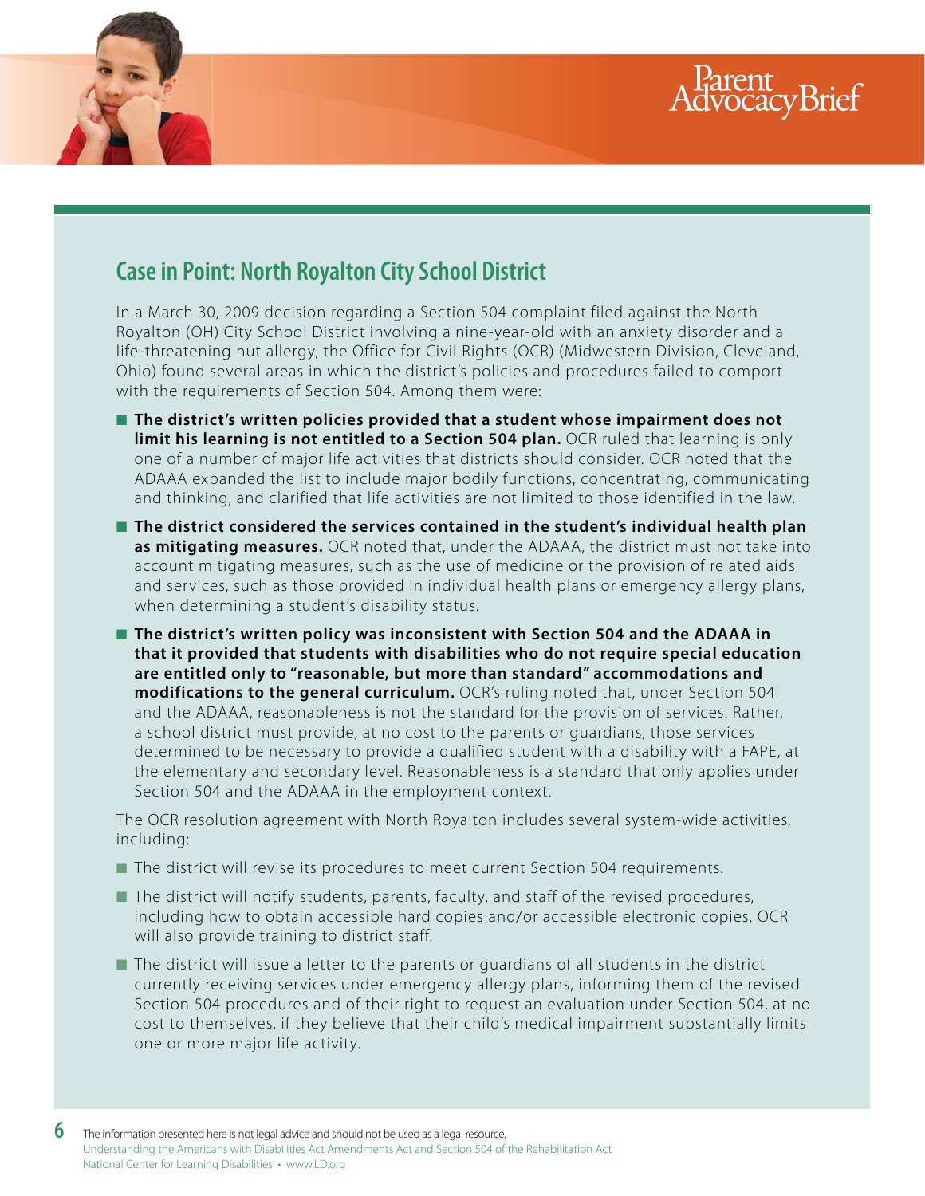## Case in Point: North Royalton City School District

In a March 30, 2009 decision regarding a Section 504 complaint filed against the North Royalton (OH) City School District involving a nine-year-old with an anxiety disorder and a life-threatening nut allergy, the Office for Civil Rights (OCR) (Midwestern Division, Cleveland, Ohio) found several areas in which the district's policies and procedures failed to comport with the requirements of Section 504. Among them were:

- **The district's written policies provided that a student whose impairment does not limit his learning is not entitled to a Section 504 plan.** OCR ruled that learning is only one of a number of major life activities that districts should consider. OCR noted that the ADAAA expanded the list to include major bodily functions, concentrating, communicating and thinking, and clarified that life activities are not limited to those identified in the law.
- **The district considered the services contained in the student's individual health plan as mitigating measures.** OCR noted that, under the ADAAA, the district must not take into account mitigating measures, such as the use of medicine or the provision of related aids and services, such as those provided in individual health plans or emergency allergy plans, when determining a student's disability status.
- **The district's written policy was inconsistent with Section 504 and the ADAAA in that it provided that students with disabilities who do not require special education are entitled only to "reasonable, but more than standard" accommodations and modifications to the general curriculum.** OCR's ruling noted that, under Section 504 and the ADAAA, reasonableness is not the standard for the provision of services. Rather, a school district must provide, at no cost to the parents or guardians, those services determined to be necessary to provide a qualified student with a disability with a FAPE, at the elementary and secondary level. Reasonableness is a standard that only applies under Section 504 and the ADAAA in the employment context.

The OCR resolution agreement with North Royalton includes several system-wide activities, including:

- The district will revise its procedures to meet current Section 504 requirements.
- The district will notify students, parents, faculty, and staff of the revised procedures, including how to obtain accessible hard copies and/or accessible electronic copies. OCR will also provide training to district staff.
- The district will issue a letter to the parents or guardians of all students in the district currently receiving services under emergency allergy plans, informing them of the revised Section 504 procedures and of their right to request an evaluation under Section 504, at no cost to themselves, if they believe that their child's medical impairment substantially limits one or more major life activity.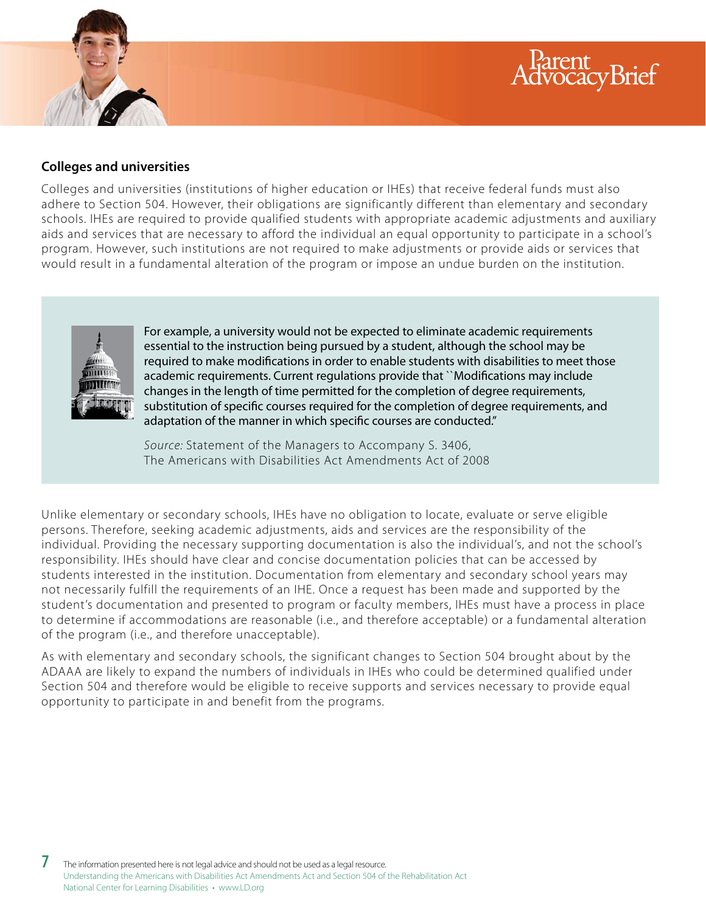### Colleges and universities

Colleges and universities (institutions of higher education or IHEs) that receive federal funds must also adhere to Section 504. However, their obligations are significantly different than elementary and secondary schools. IHEs are required to provide qualified students with appropriate academic adjustments and auxiliary aids and services that are necessary to afford the individual an equal opportunity to participate in a school's program. However, such institutions are not required to make adjustments or provide aids or services that would result in a fundamental alteration of the program or impose an undue burden on the institution.

> For example, a university would not be expected to eliminate academic requirements essential to the instruction being pursued by a student, although the school may be required to make modifications in order to enable students with disabilities to meet those academic requirements. Current regulations provide that ``Modifications may include changes in the length of time permitted for the completion of degree requirements, substitution of specific courses required for the completion of degree requirements, and adaptation of the manner in which specific courses are conducted."
>
> *Source:* Statement of the Managers to Accompany S. 3406, The Americans with Disabilities Act Amendments Act of 2008

Unlike elementary or secondary schools, IHEs have no obligation to locate, evaluate or serve eligible persons. Therefore, seeking academic adjustments, aids and services are the responsibility of the individual. Providing the necessary supporting documentation is also the individual's, and not the school's responsibility. IHEs should have clear and concise documentation policies that can be accessed by students interested in the institution. Documentation from elementary and secondary school years may not necessarily fulfill the requirements of an IHE. Once a request has been made and supported by the student's documentation and presented to program or faculty members, IHEs must have a process in place to determine if accommodations are reasonable (i.e., and therefore acceptable) or a fundamental alteration of the program (i.e., and therefore unacceptable).

As with elementary and secondary schools, the significant changes to Section 504 brought about by the ADAAA are likely to expand the numbers of individuals in IHEs who could be determined qualified under Section 504 and therefore would be eligible to receive supports and services necessary to provide equal opportunity to participate in and benefit from the programs.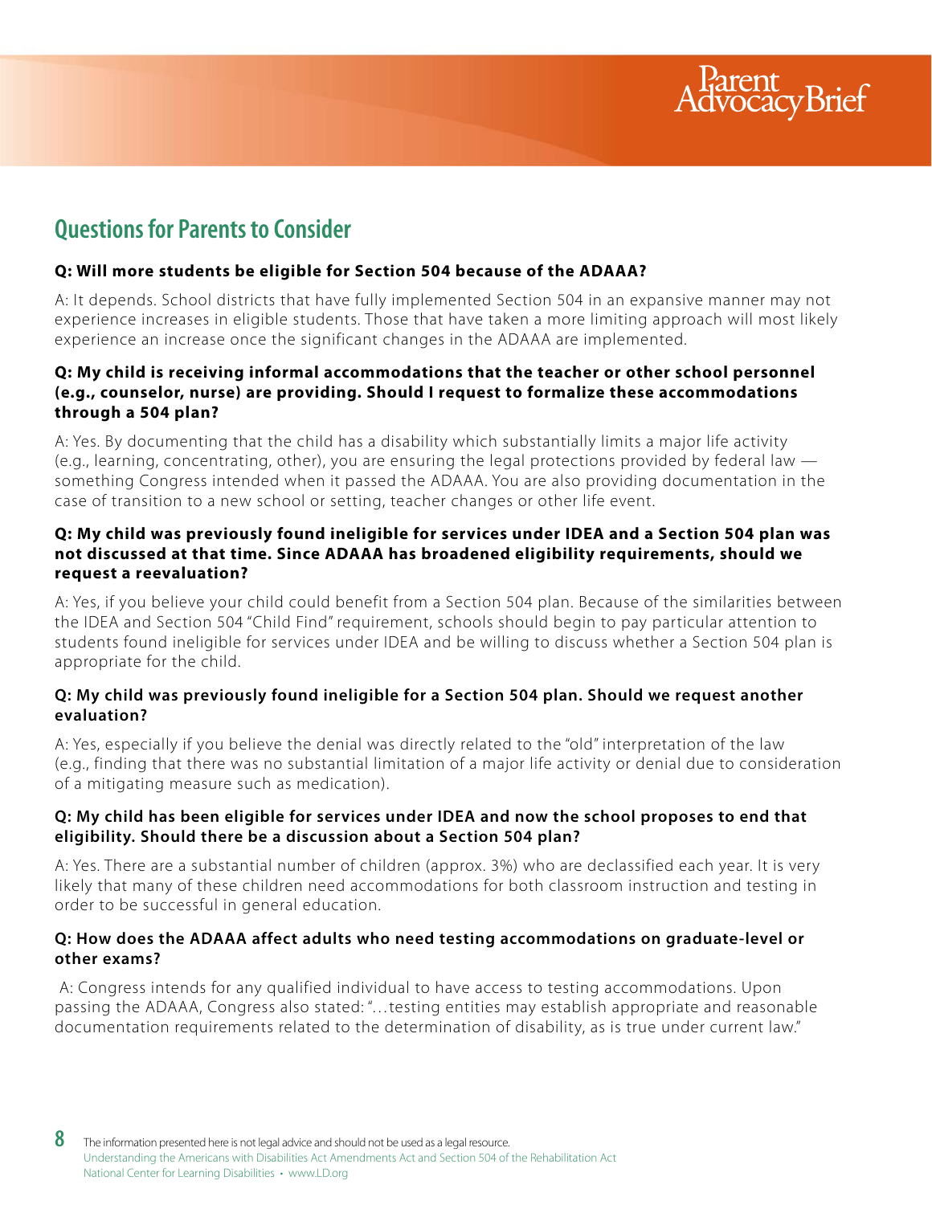## Questions for Parents to Consider

**Q: Will more students be eligible for Section 504 because of the ADAAA?**

A: It depends. School districts that have fully implemented Section 504 in an expansive manner may not experience increases in eligible students. Those that have taken a more limiting approach will most likely experience an increase once the significant changes in the ADAAA are implemented.

**Q: My child is receiving informal accommodations that the teacher or other school personnel (e.g., counselor, nurse) are providing. Should I request to formalize these accommodations through a 504 plan?**

A: Yes. By documenting that the child has a disability which substantially limits a major life activity (e.g., learning, concentrating, other), you are ensuring the legal protections provided by federal law — something Congress intended when it passed the ADAAA. You are also providing documentation in the case of transition to a new school or setting, teacher changes or other life event.

**Q: My child was previously found ineligible for services under IDEA and a Section 504 plan was not discussed at that time. Since ADAAA has broadened eligibility requirements, should we request a reevaluation?**

A: Yes, if you believe your child could benefit from a Section 504 plan. Because of the similarities between the IDEA and Section 504 "Child Find" requirement, schools should begin to pay particular attention to students found ineligible for services under IDEA and be willing to discuss whether a Section 504 plan is appropriate for the child.

**Q: My child was previously found ineligible for a Section 504 plan. Should we request another evaluation?**

A: Yes, especially if you believe the denial was directly related to the "old" interpretation of the law (e.g., finding that there was no substantial limitation of a major life activity or denial due to consideration of a mitigating measure such as medication).

**Q: My child has been eligible for services under IDEA and now the school proposes to end that eligibility. Should there be a discussion about a Section 504 plan?**

A: Yes. There are a substantial number of children (approx. 3%) who are declassified each year. It is very likely that many of these children need accommodations for both classroom instruction and testing in order to be successful in general education.

**Q: How does the ADAAA affect adults who need testing accommodations on graduate-level or other exams?**

A: Congress intends for any qualified individual to have access to testing accommodations. Upon passing the ADAAA, Congress also stated: "…testing entities may establish appropriate and reasonable documentation requirements related to the determination of disability, as is true under current law."

The information presented here is not legal advice and should not be used as a legal resource.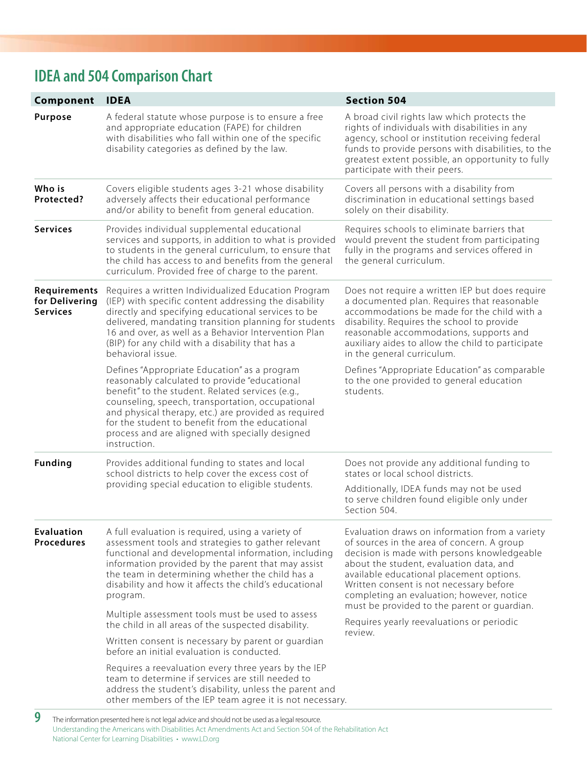## IDEA and 504 Comparison Chart

| Component | IDEA | Section 504 |
| --- | --- | --- |
| **Purpose** | A federal statute whose purpose is to ensure a free and appropriate education (FAPE) for children with disabilities who fall within one of the specific disability categories as defined by the law. | A broad civil rights law which protects the rights of individuals with disabilities in any agency, school or institution receiving federal funds to provide persons with disabilities, to the greatest extent possible, an opportunity to fully participate with their peers. |
| **Who is Protected?** | Covers eligible students ages 3-21 whose disability adversely affects their educational performance and/or ability to benefit from general education. | Covers all persons with a disability from discrimination in educational settings based solely on their disability. |
| **Services** | Provides individual supplemental educational services and supports, in addition to what is provided to students in the general curriculum, to ensure that the child has access to and benefits from the general curriculum. Provided free of charge to the parent. | Requires schools to eliminate barriers that would prevent the student from participating fully in the programs and services offered in the general curriculum. |
| **Requirements for Delivering Services** | Requires a written Individualized Education Program (IEP) with specific content addressing the disability directly and specifying educational services to be delivered, mandating transition planning for students 16 and over, as well as a Behavior Intervention Plan (BIP) for any child with a disability that has a behavioral issue.<br><br>Defines "Appropriate Education" as a program reasonably calculated to provide "educational benefit" to the student. Related services (e.g., counseling, speech, transportation, occupational and physical therapy, etc.) are provided as required for the student to benefit from the educational process and are aligned with specially designed instruction. | Does not require a written IEP but does require a documented plan. Requires that reasonable accommodations be made for the child with a disability. Requires the school to provide reasonable accommodations, supports and auxiliary aides to allow the child to participate in the general curriculum.<br><br>Defines "Appropriate Education" as comparable to the one provided to general education students. |
| **Funding** | Provides additional funding to states and local school districts to help cover the excess cost of providing special education to eligible students. | Does not provide any additional funding to states or local school districts.<br><br>Additionally, IDEA funds may not be used to serve children found eligible only under Section 504. |
| **Evaluation Procedures** | A full evaluation is required, using a variety of assessment tools and strategies to gather relevant functional and developmental information, including information provided by the parent that may assist the team in determining whether the child has a disability and how it affects the child's educational program.<br><br>Multiple assessment tools must be used to assess the child in all areas of the suspected disability.<br><br>Written consent is necessary by parent or guardian before an initial evaluation is conducted.<br><br>Requires a reevaluation every three years by the IEP team to determine if services are still needed to address the student's disability, unless the parent and other members of the IEP team agree it is not necessary. | Evaluation draws on information from a variety of sources in the area of concern. A group decision is made with persons knowledgeable about the student, evaluation data, and available educational placement options. Written consent is not necessary before completing an evaluation; however, notice must be provided to the parent or guardian.<br><br>Requires yearly reevaluations or periodic review. |

The information presented here is not legal advice and should not be used as a legal resource.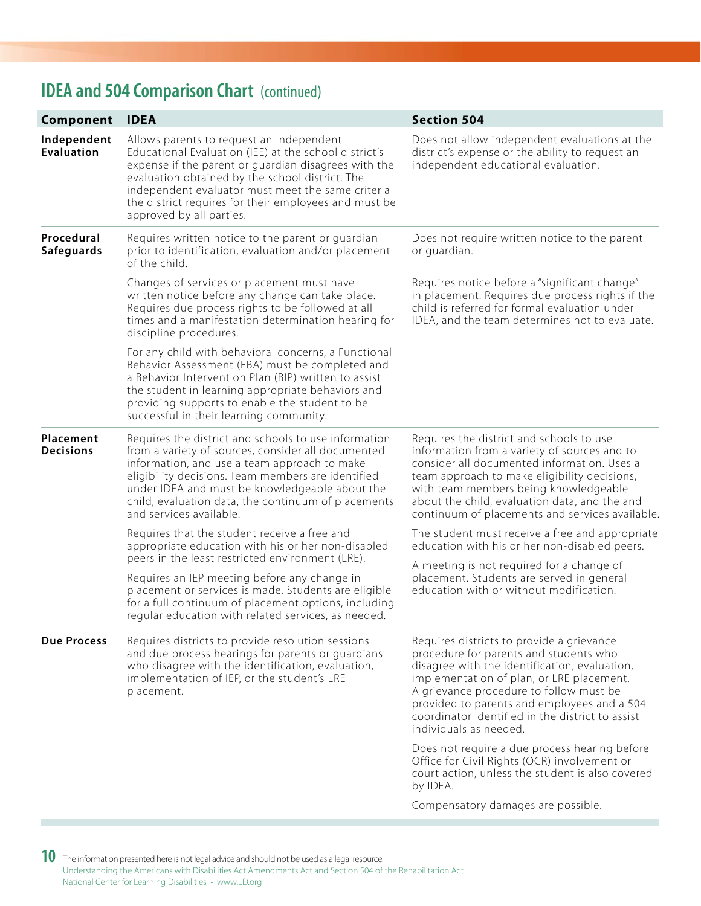## IDEA and 504 Comparison Chart (continued)

| Component | IDEA | Section 504 |
|---|---|---|
| **Independent Evaluation** | Allows parents to request an Independent Educational Evaluation (IEE) at the school district's expense if the parent or guardian disagrees with the evaluation obtained by the school district. The independent evaluator must meet the same criteria the district requires for their employees and must be approved by all parties. | Does not allow independent evaluations at the district's expense or the ability to request an independent educational evaluation. |
| **Procedural Safeguards** | Requires written notice to the parent or guardian prior to identification, evaluation and/or placement of the child. | Does not require written notice to the parent or guardian. |
| | Changes of services or placement must have written notice before any change can take place. Requires due process rights to be followed at all times and a manifestation determination hearing for discipline procedures. | Requires notice before a "significant change" in placement. Requires due process rights if the child is referred for formal evaluation under IDEA, and the team determines not to evaluate. |
| | For any child with behavioral concerns, a Functional Behavior Assessment (FBA) must be completed and a Behavior Intervention Plan (BIP) written to assist the student in learning appropriate behaviors and providing supports to enable the student to be successful in their learning community. | |
| **Placement Decisions** | Requires the district and schools to use information from a variety of sources, consider all documented information, and use a team approach to make eligibility decisions. Team members are identified under IDEA and must be knowledgeable about the child, evaluation data, the continuum of placements and services available. | Requires the district and schools to use information from a variety of sources and to consider all documented information. Uses a team approach to make eligibility decisions, with team members being knowledgeable about the child, evaluation data, and the and continuum of placements and services available. |
| | Requires that the student receive a free and appropriate education with his or her non-disabled peers in the least restricted environment (LRE). | The student must receive a free and appropriate education with his or her non-disabled peers. |
| | Requires an IEP meeting before any change in placement or services is made. Students are eligible for a full continuum of placement options, including regular education with related services, as needed. | A meeting is not required for a change of placement. Students are served in general education with or without modification. |
| **Due Process** | Requires districts to provide resolution sessions and due process hearings for parents or guardians who disagree with the identification, evaluation, implementation of IEP, or the student's LRE placement. | Requires districts to provide a grievance procedure for parents and students who disagree with the identification, evaluation, implementation of plan, or LRE placement. A grievance procedure to follow must be provided to parents and employees and a 504 coordinator identified in the district to assist individuals as needed. |
| | | Does not require a due process hearing before Office for Civil Rights (OCR) involvement or court action, unless the student is also covered by IDEA. |
| | | Compensatory damages are possible. |

The information presented here is not legal advice and should not be used as a legal resource.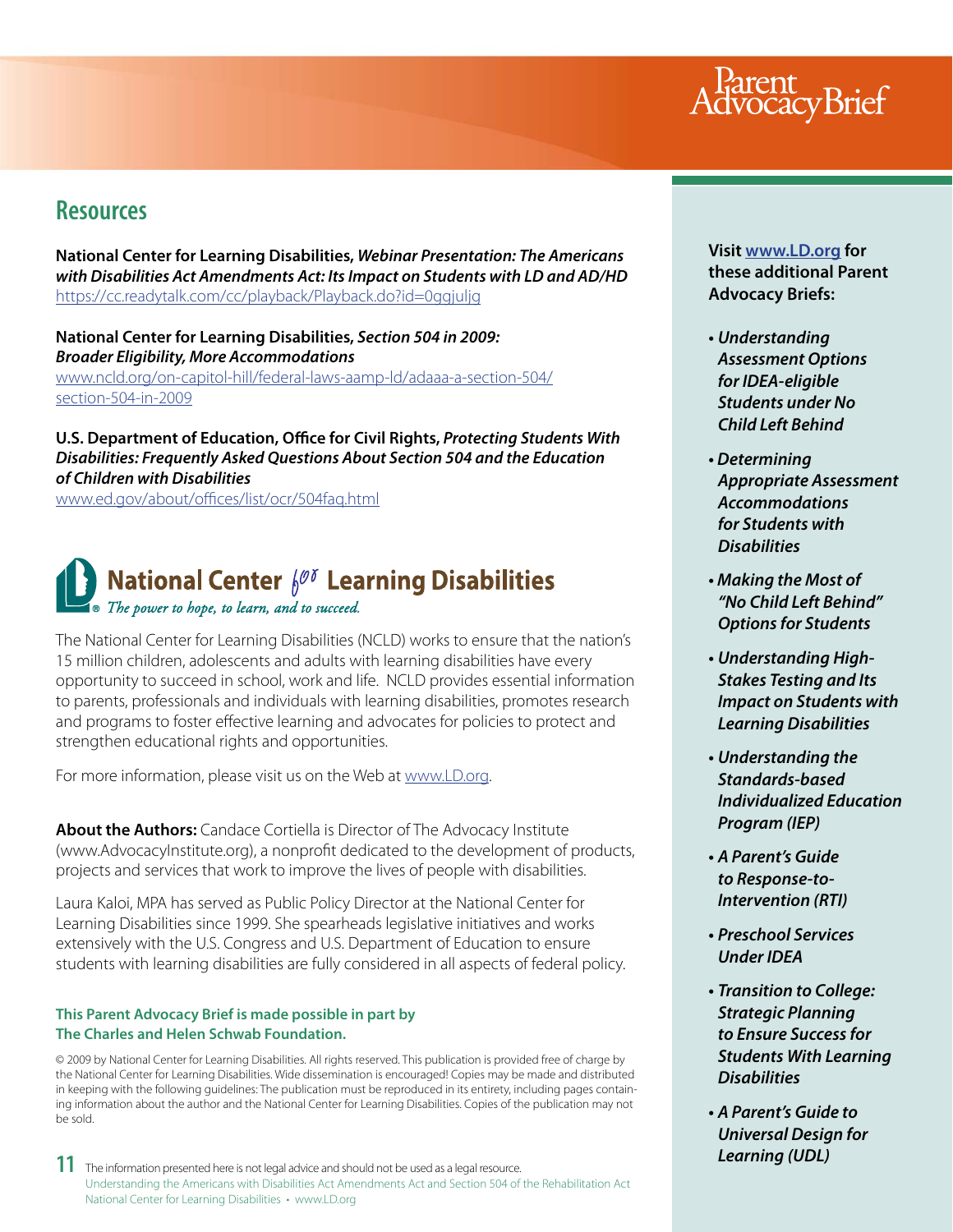## Resources

**National Center for Learning Disabilities,** ***Webinar Presentation: The Americans with Disabilities Act Amendments Act: Its Impact on Students with LD and AD/HD***
https://cc.readytalk.com/cc/playback/Playback.do?id=0ggjuljg

**National Center for Learning Disabilities,** ***Section 504 in 2009: Broader Eligibility, More Accommodations***
www.ncld.org/on-capitol-hill/federal-laws-aamp-ld/adaaa-a-section-504/section-504-in-2009

**U.S. Department of Education, Office for Civil Rights,** ***Protecting Students With Disabilities: Frequently Asked Questions About Section 504 and the Education of Children with Disabilities***
www.ed.gov/about/offices/list/ocr/504faq.html

**National Center for Learning Disabilities**
*The power to hope, to learn, and to succeed.*

The National Center for Learning Disabilities (NCLD) works to ensure that the nation's 15 million children, adolescents and adults with learning disabilities have every opportunity to succeed in school, work and life. NCLD provides essential information to parents, professionals and individuals with learning disabilities, promotes research and programs to foster effective learning and advocates for policies to protect and strengthen educational rights and opportunities.

For more information, please visit us on the Web at www.LD.org.

**About the Authors:** Candace Cortiella is Director of The Advocacy Institute (www.AdvocacyInstitute.org), a nonprofit dedicated to the development of products, projects and services that work to improve the lives of people with disabilities.

Laura Kaloi, MPA has served as Public Policy Director at the National Center for Learning Disabilities since 1999. She spearheads legislative initiatives and works extensively with the U.S. Congress and U.S. Department of Education to ensure students with learning disabilities are fully considered in all aspects of federal policy.

**This Parent Advocacy Brief is made possible in part by The Charles and Helen Schwab Foundation.**

© 2009 by National Center for Learning Disabilities. All rights reserved. This publication is provided free of charge by the National Center for Learning Disabilities. Wide dissemination is encouraged! Copies may be made and distributed in keeping with the following guidelines: The publication must be reproduced in its entirety, including pages containing information about the author and the National Center for Learning Disabilities. Copies of the publication may not be sold.

The information presented here is not legal advice and should not be used as a legal resource.

**Visit www.LD.org for these additional Parent Advocacy Briefs:**

- ***Understanding Assessment Options for IDEA-eligible Students under No Child Left Behind***
- ***Determining Appropriate Assessment Accommodations for Students with Disabilities***
- ***Making the Most of "No Child Left Behind" Options for Students***
- ***Understanding High-Stakes Testing and Its Impact on Students with Learning Disabilities***
- ***Understanding the Standards-based Individualized Education Program (IEP)***
- ***A Parent's Guide to Response-to-Intervention (RTI)***
- ***Preschool Services Under IDEA***
- ***Transition to College: Strategic Planning to Ensure Success for Students With Learning Disabilities***
- ***A Parent's Guide to Universal Design for Learning (UDL)***